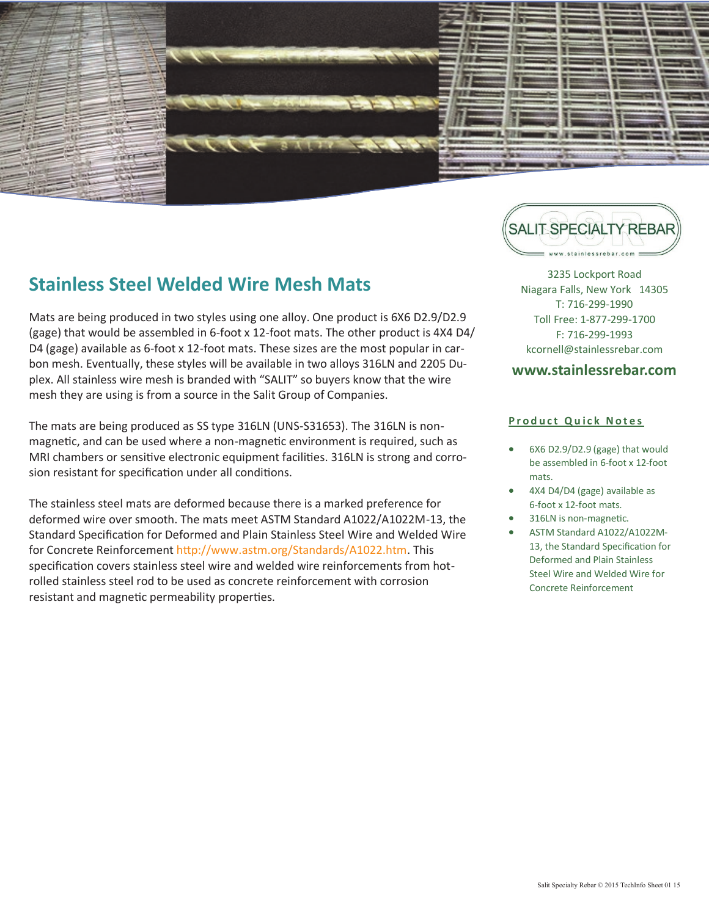# Stainless Steel Welded Wire Mesh Mats

Mats are being produced in two styles using one alloy. One product is 6X6 D2.9/D2.9 (gage) that would be assembled in 6-foot x 12-foot mats. The other product is 4X4 D4/D4 (gage) available as 6-foot x 12-foot mats. These sizes are the most popular in carbon mesh. Eventually, these styles will be available in two alloys 316LN and 2205 Duplex. All stainless wire mesh is branded with "SALIT" so buyers know that the wire mesh they are using is from a source in the Salit Group of Companies.

The mats are being produced as SS type 316LN (UNS-S31653). The 316LN is non-magnetic, and can be used where a non-magnetic environment is required, such as MRI chambers or sensitive electronic equipment facilities. 316LN is strong and corrosion resistant for specification under all conditions.

The stainless steel mats are deformed because there is a marked preference for deformed wire over smooth. The mats meet ASTM Standard A1022/A1022M-13, the Standard Specification for Deformed and Plain Stainless Steel Wire and Welded Wire for Concrete Reinforcement http://www.astm.org/Standards/A1022.htm. This specification covers stainless steel wire and welded wire reinforcements from hot-rolled stainless steel rod to be used as concrete reinforcement with corrosion resistant and magnetic permeability properties.

SALIT SPECIALTY REBAR
www.stainlessrebar.com

3235 Lockport Road
Niagara Falls, New York 14305
T: 716-299-1990
Toll Free: 1-877-299-1700
F: 716-299-1993
kcornell@stainlessrebar.com

**www.stainlessrebar.com**

**Product Quick Notes**

- 6X6 D2.9/D2.9 (gage) that would be assembled in 6-foot x 12-foot mats.
- 4X4 D4/D4 (gage) available as 6-foot x 12-foot mats.
- 316LN is non-magnetic.
- ASTM Standard A1022/A1022M-13, the Standard Specification for Deformed and Plain Stainless Steel Wire and Welded Wire for Concrete Reinforcement

Salit Specialty Rebar © 2015 TechInfo Sheet 01 15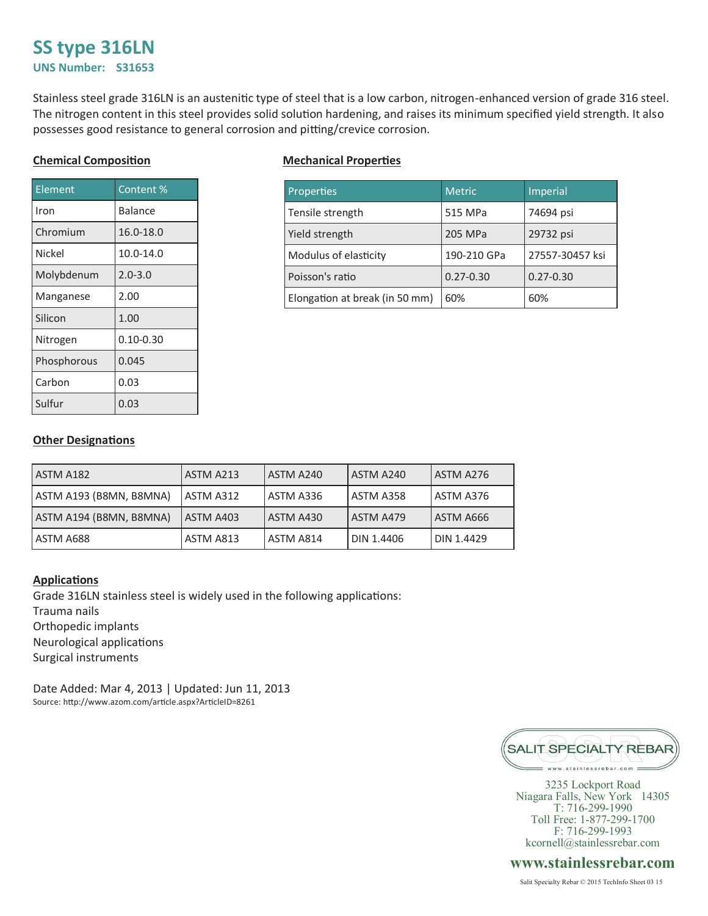# SS type 316LN

**UNS Number: S31653**

Stainless steel grade 316LN is an austenitic type of steel that is a low carbon, nitrogen-enhanced version of grade 316 steel. The nitrogen content in this steel provides solid solution hardening, and raises its minimum specified yield strength. It also possesses good resistance to general corrosion and pitting/crevice corrosion.

## Chemical Composition

| Element | Content % |
|---|---|
| Iron | Balance |
| Chromium | 16.0-18.0 |
| Nickel | 10.0-14.0 |
| Molybdenum | 2.0-3.0 |
| Manganese | 2.00 |
| Silicon | 1.00 |
| Nitrogen | 0.10-0.30 |
| Phosphorous | 0.045 |
| Carbon | 0.03 |
| Sulfur | 0.03 |

## Mechanical Properties

| Properties | Metric | Imperial |
|---|---|---|
| Tensile strength | 515 MPa | 74694 psi |
| Yield strength | 205 MPa | 29732 psi |
| Modulus of elasticity | 190-210 GPa | 27557-30457 ksi |
| Poisson's ratio | 0.27-0.30 | 0.27-0.30 |
| Elongation at break (in 50 mm) | 60% | 60% |

## Other Designations

| | | | | |
|---|---|---|---|---|
| ASTM A182 | ASTM A213 | ASTM A240 | ASTM A240 | ASTM A276 |
| ASTM A193 (B8MN, B8MNA) | ASTM A312 | ASTM A336 | ASTM A358 | ASTM A376 |
| ASTM A194 (B8MN, B8MNA) | ASTM A403 | ASTM A430 | ASTM A479 | ASTM A666 |
| ASTM A688 | ASTM A813 | ASTM A814 | DIN 1.4406 | DIN 1.4429 |

## Applications

Grade 316LN stainless steel is widely used in the following applications:

Trauma nails
Orthopedic implants
Neurological applications
Surgical instruments

Date Added: Mar 4, 2013 | Updated: Jun 11, 2013

Source: http://www.azom.com/article.aspx?ArticleID=8261

SALIT SPECIALTY REBAR
www.stainlessrebar.com

3235 Lockport Road
Niagara Falls, New York 14305
T: 716-299-1990
Toll Free: 1-877-299-1700
F: 716-299-1993
kcornell@stainlessrebar.com

**www.stainlessrebar.com**

Salit Specialty Rebar © 2015 TechInfo Sheet 03 15